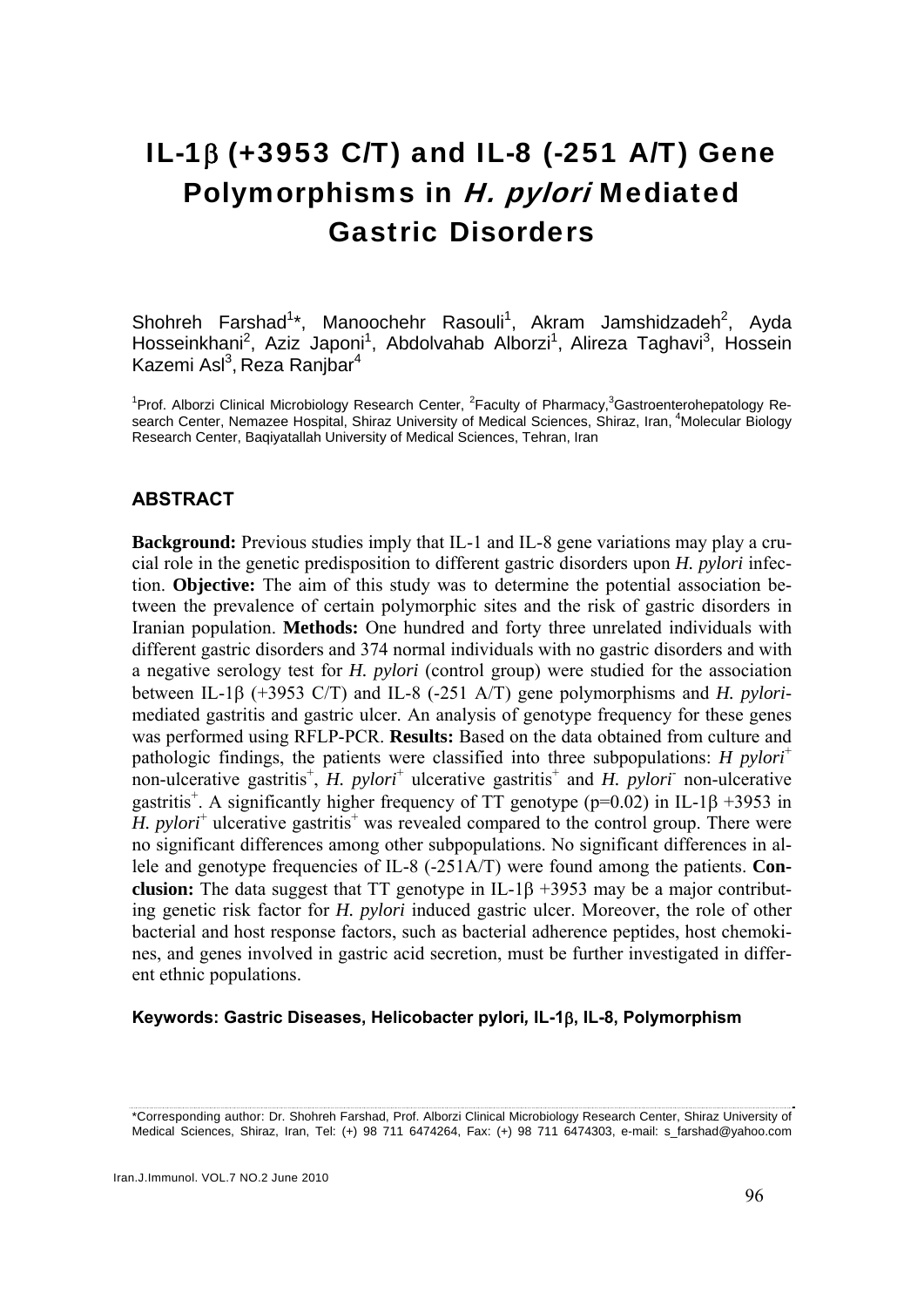# IL-1β (+3953 C/T) and IL-8 (-251 A/T) Gene Polymorphisms in *H. pylori* Mediated Gastric Disorders

Shohreh Farshad[1]*, Manoochehr Rasouli[1], Akram Jamshidzadeh[2], Ayda Hosseinkhani[2], Aziz Japoni[1], Abdolvahab Alborzi[1], Alireza Taghavi[3], Hossein Kazemi Asl[3], Reza Ranjbar[4]

[1]Prof. Alborzi Clinical Microbiology Research Center, [2]Faculty of Pharmacy,[3]Gastroenterohepatology Research Center, Nemazee Hospital, Shiraz University of Medical Sciences, Shiraz, Iran, [4]Molecular Biology Research Center, Baqiyatallah University of Medical Sciences, Tehran, Iran

## ABSTRACT

**Background:** Previous studies imply that IL-1 and IL-8 gene variations may play a crucial role in the genetic predisposition to different gastric disorders upon *H. pylori* infection. **Objective:** The aim of this study was to determine the potential association between the prevalence of certain polymorphic sites and the risk of gastric disorders in Iranian population. **Methods:** One hundred and forty three unrelated individuals with different gastric disorders and 374 normal individuals with no gastric disorders and with a negative serology test for *H. pylori* (control group) were studied for the association between IL-1β (+3953 C/T) and IL-8 (-251 A/T) gene polymorphisms and *H. pylori*-mediated gastritis and gastric ulcer. An analysis of genotype frequency for these genes was performed using RFLP-PCR. **Results:** Based on the data obtained from culture and pathologic findings, the patients were classified into three subpopulations: *H pylori*$^{+}$ non-ulcerative gastritis$^{+}$, *H. pylori*$^{+}$ ulcerative gastritis$^{+}$ and *H. pylori*$^{-}$ non-ulcerative gastritis$^{+}$. A significantly higher frequency of TT genotype ($p=0.02$) in IL-1β +3953 in *H. pylori*$^{+}$ ulcerative gastritis$^{+}$ was revealed compared to the control group. There were no significant differences among other subpopulations. No significant differences in allele and genotype frequencies of IL-8 (-251A/T) were found among the patients. **Conclusion:** The data suggest that TT genotype in IL-1β +3953 may be a major contributing genetic risk factor for *H. pylori* induced gastric ulcer. Moreover, the role of other bacterial and host response factors, such as bacterial adherence peptides, host chemokines, and genes involved in gastric acid secretion, must be further investigated in different ethnic populations.

**Keywords: Gastric Diseases, Helicobacter pylori, IL-1β, IL-8, Polymorphism**

*Corresponding author: Dr. Shohreh Farshad, Prof. Alborzi Clinical Microbiology Research Center, Shiraz University of Medical Sciences, Shiraz, Iran, Tel: (+) 98 711 6474264, Fax: (+) 98 711 6474303, e-mail: s_farshad@yahoo.com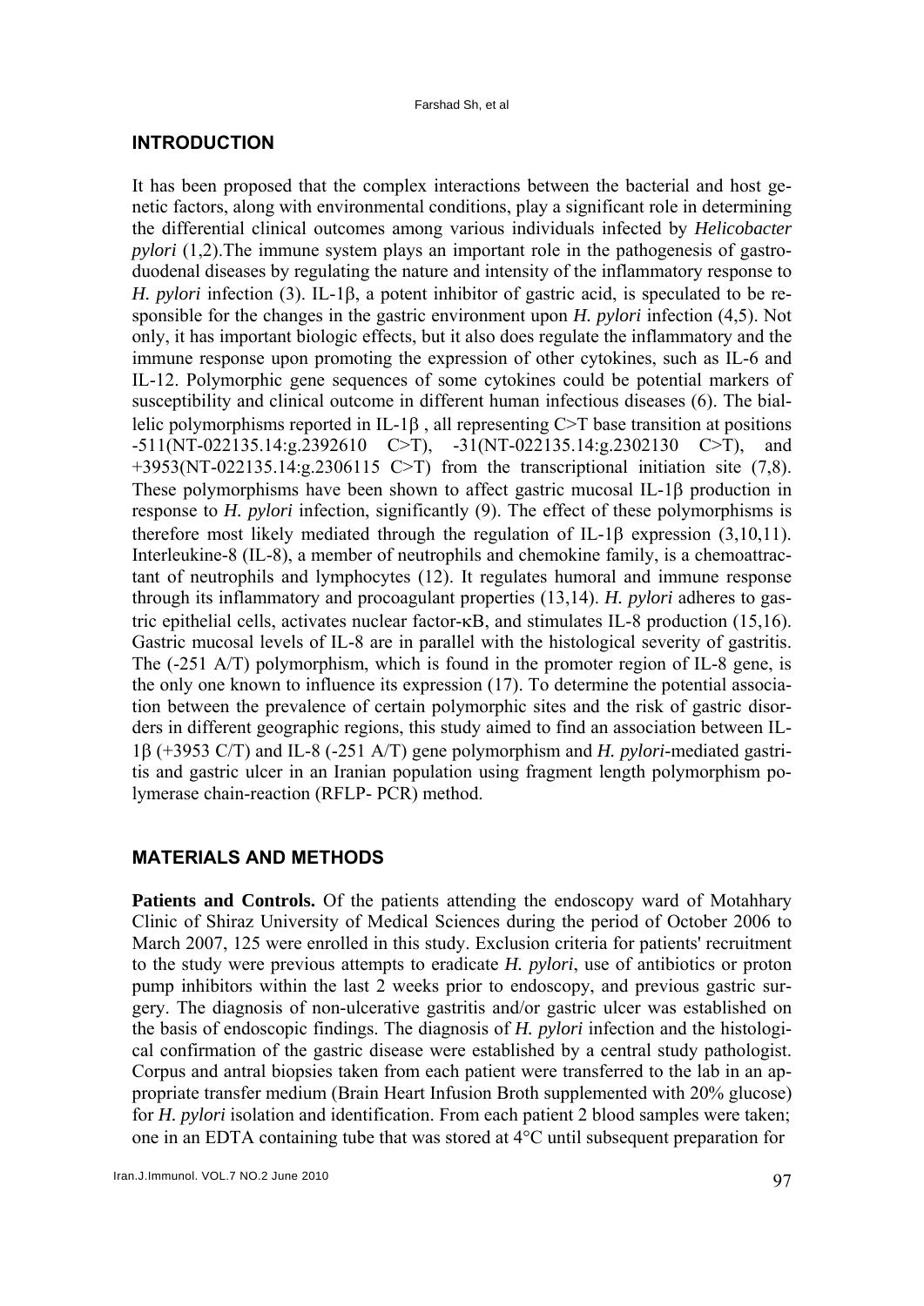## INTRODUCTION

It has been proposed that the complex interactions between the bacterial and host genetic factors, along with environmental conditions, play a significant role in determining the differential clinical outcomes among various individuals infected by *Helicobacter pylori* (1,2).The immune system plays an important role in the pathogenesis of gastroduodenal diseases by regulating the nature and intensity of the inflammatory response to *H. pylori* infection (3). IL-1β, a potent inhibitor of gastric acid, is speculated to be responsible for the changes in the gastric environment upon *H. pylori* infection (4,5). Not only, it has important biologic effects, but it also does regulate the inflammatory and the immune response upon promoting the expression of other cytokines, such as IL-6 and IL-12. Polymorphic gene sequences of some cytokines could be potential markers of susceptibility and clinical outcome in different human infectious diseases (6). The biallelic polymorphisms reported in IL-1β , all representing C>T base transition at positions -511(NT-022135.14:g.2392610 C>T), -31(NT-022135.14:g.2302130 C>T), and +3953(NT-022135.14:g.2306115 C>T) from the transcriptional initiation site (7,8). These polymorphisms have been shown to affect gastric mucosal IL-1β production in response to *H. pylori* infection, significantly (9). The effect of these polymorphisms is therefore most likely mediated through the regulation of IL-1β expression (3,10,11). Interleukine-8 (IL-8), a member of neutrophils and chemokine family, is a chemoattractant of neutrophils and lymphocytes (12). It regulates humoral and immune response through its inflammatory and procoagulant properties (13,14). *H. pylori* adheres to gastric epithelial cells, activates nuclear factor-κB, and stimulates IL-8 production (15,16). Gastric mucosal levels of IL-8 are in parallel with the histological severity of gastritis. The (-251 A/T) polymorphism, which is found in the promoter region of IL-8 gene, is the only one known to influence its expression (17). To determine the potential association between the prevalence of certain polymorphic sites and the risk of gastric disorders in different geographic regions, this study aimed to find an association between IL-1β (+3953 C/T) and IL-8 (-251 A/T) gene polymorphism and *H. pylori*-mediated gastritis and gastric ulcer in an Iranian population using fragment length polymorphism polymerase chain-reaction (RFLP- PCR) method.

## MATERIALS AND METHODS

**Patients and Controls.** Of the patients attending the endoscopy ward of Motahhary Clinic of Shiraz University of Medical Sciences during the period of October 2006 to March 2007, 125 were enrolled in this study. Exclusion criteria for patients' recruitment to the study were previous attempts to eradicate *H. pylori*, use of antibiotics or proton pump inhibitors within the last 2 weeks prior to endoscopy, and previous gastric surgery. The diagnosis of non-ulcerative gastritis and/or gastric ulcer was established on the basis of endoscopic findings. The diagnosis of *H. pylori* infection and the histological confirmation of the gastric disease were established by a central study pathologist. Corpus and antral biopsies taken from each patient were transferred to the lab in an appropriate transfer medium (Brain Heart Infusion Broth supplemented with 20% glucose) for *H. pylori* isolation and identification. From each patient 2 blood samples were taken; one in an EDTA containing tube that was stored at 4°C until subsequent preparation for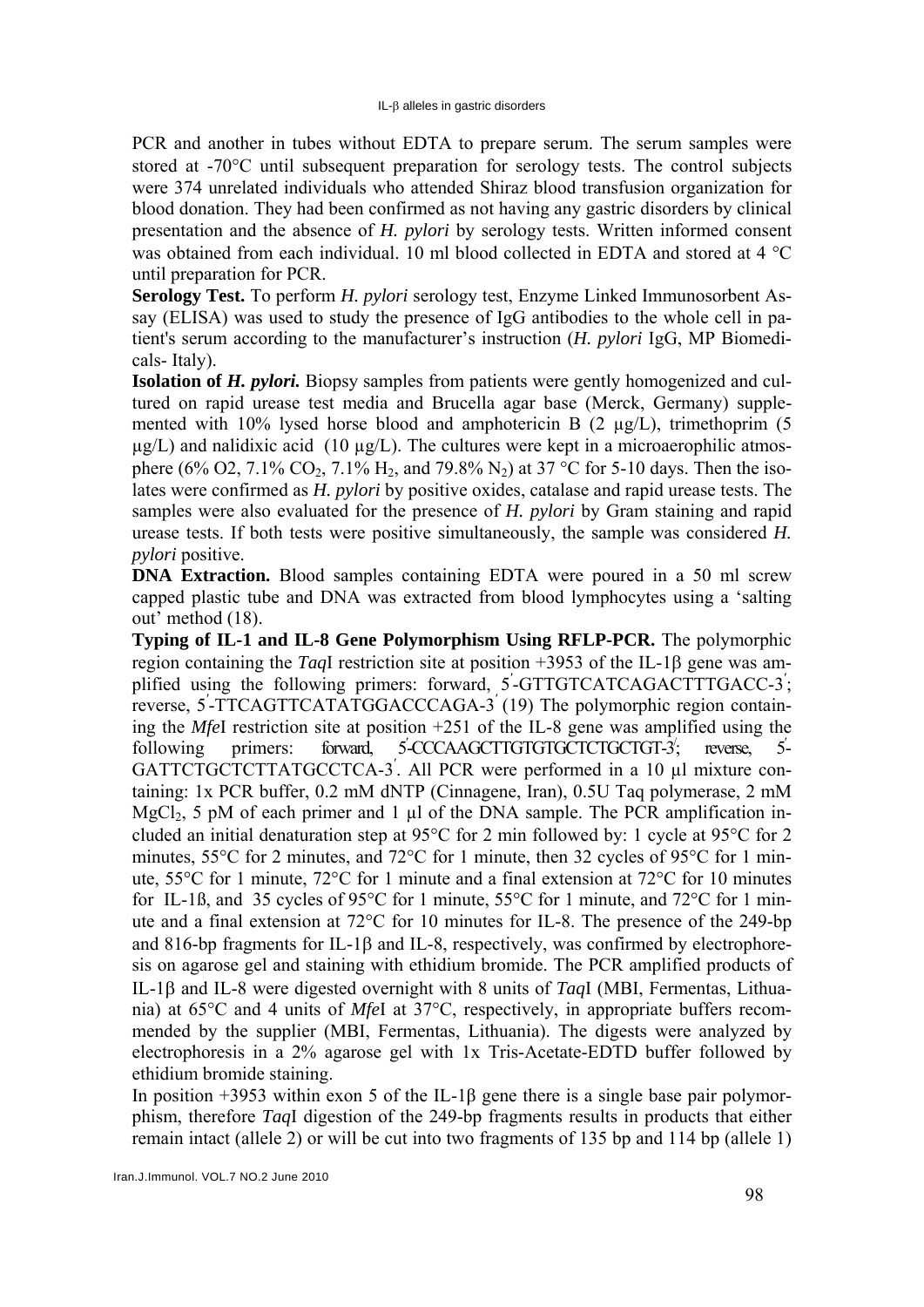PCR and another in tubes without EDTA to prepare serum. The serum samples were stored at -70°C until subsequent preparation for serology tests. The control subjects were 374 unrelated individuals who attended Shiraz blood transfusion organization for blood donation. They had been confirmed as not having any gastric disorders by clinical presentation and the absence of *H. pylori* by serology tests. Written informed consent was obtained from each individual. 10 ml blood collected in EDTA and stored at 4 °C until preparation for PCR.

**Serology Test.** To perform *H. pylori* serology test, Enzyme Linked Immunosorbent Assay (ELISA) was used to study the presence of IgG antibodies to the whole cell in patient's serum according to the manufacturer's instruction (*H. pylori* IgG, MP Biomedicals- Italy).

**Isolation of *H. pylori.*** Biopsy samples from patients were gently homogenized and cultured on rapid urease test media and Brucella agar base (Merck, Germany) supplemented with 10% lysed horse blood and amphotericin B (2 µg/L), trimethoprim (5 µg/L) and nalidixic acid (10 µg/L). The cultures were kept in a microaerophilic atmosphere (6% O2, 7.1% $CO_2$, 7.1% $H_2$, and 79.8% $N_2$) at 37 °C for 5-10 days. Then the isolates were confirmed as *H. pylori* by positive oxides, catalase and rapid urease tests. The samples were also evaluated for the presence of *H. pylori* by Gram staining and rapid urease tests. If both tests were positive simultaneously, the sample was considered *H. pylori* positive.

**DNA Extraction.** Blood samples containing EDTA were poured in a 50 ml screw capped plastic tube and DNA was extracted from blood lymphocytes using a 'salting out' method (18).

**Typing of IL-1 and IL-8 Gene Polymorphism Using RFLP-PCR.** The polymorphic region containing the *Taq*I restriction site at position +3953 of the IL-1β gene was amplified using the following primers: forward, 5′-GTTGTCATCAGACTTTGACC-3′; reverse, 5′-TTCAGTTCATATGGACCCAGA-3′ (19) The polymorphic region containing the *Mfe*I restriction site at position +251 of the IL-8 gene was amplified using the following primers: forward, 5′-CCCAAGCTTGTGTGCTCTGCTGT-3′; reverse, 5′-GATTCTGCTCTTATGCCTCA-3′. All PCR were performed in a 10 µl mixture containing: 1x PCR buffer, 0.2 mM dNTP (Cinnagene, Iran), 0.5U Taq polymerase, 2 mM $MgCl_2$, 5 pM of each primer and 1 µl of the DNA sample. The PCR amplification included an initial denaturation step at 95°C for 2 min followed by: 1 cycle at 95°C for 2 minutes, 55°C for 2 minutes, and 72°C for 1 minute, then 32 cycles of 95°C for 1 minute, 55°C for 1 minute, 72°C for 1 minute and a final extension at 72°C for 10 minutes for IL-1ß, and 35 cycles of 95°C for 1 minute, 55°C for 1 minute, and 72°C for 1 minute and a final extension at 72°C for 10 minutes for IL-8. The presence of the 249-bp and 816-bp fragments for IL-1β and IL-8, respectively, was confirmed by electrophoresis on agarose gel and staining with ethidium bromide. The PCR amplified products of IL-1β and IL-8 were digested overnight with 8 units of *Taq*I (MBI, Fermentas, Lithuania) at 65°C and 4 units of *Mfe*I at 37°C, respectively, in appropriate buffers recommended by the supplier (MBI, Fermentas, Lithuania). The digests were analyzed by electrophoresis in a 2% agarose gel with 1x Tris-Acetate-EDTD buffer followed by ethidium bromide staining.

In position +3953 within exon 5 of the IL-1β gene there is a single base pair polymorphism, therefore *Taq*I digestion of the 249-bp fragments results in products that either remain intact (allele 2) or will be cut into two fragments of 135 bp and 114 bp (allele 1)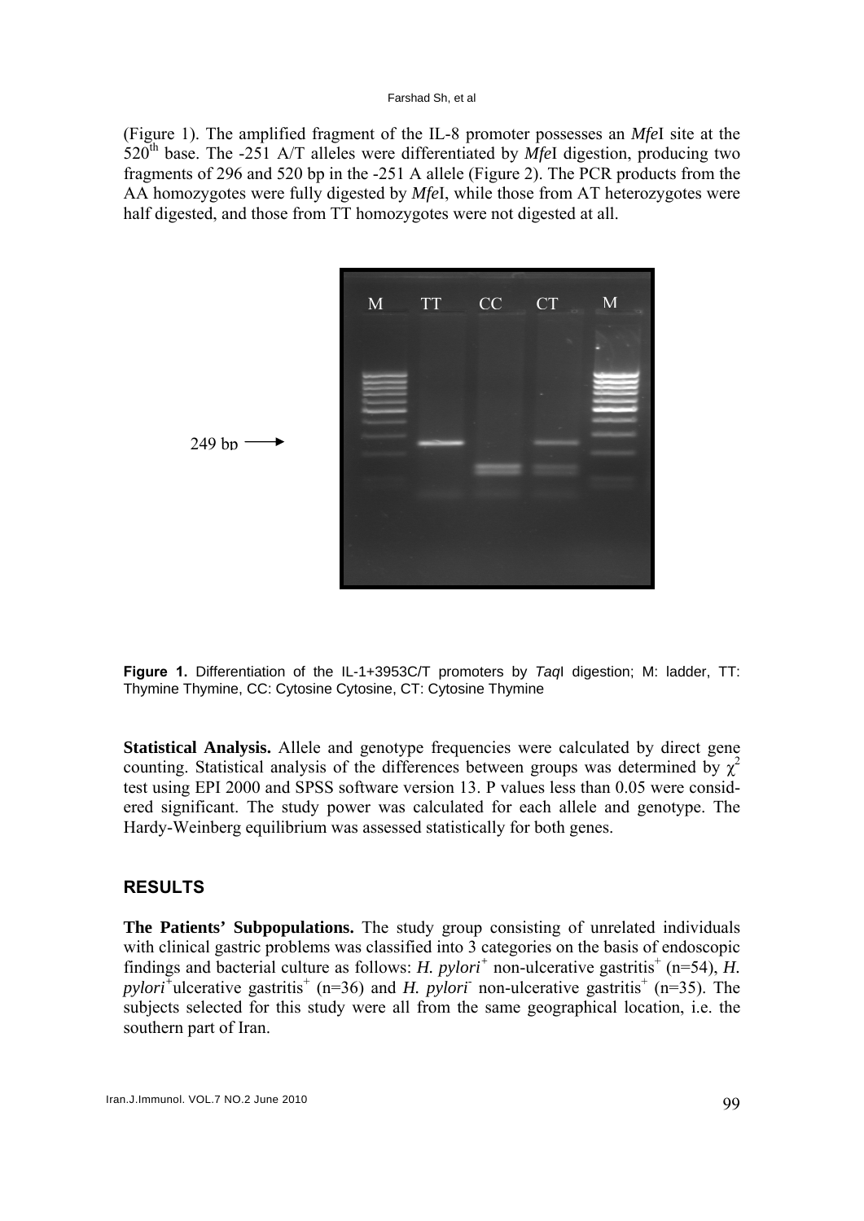(Figure 1). The amplified fragment of the IL-8 promoter possesses an *Mfe*I site at the 520[th] base. The -251 A/T alleles were differentiated by *Mfe*I digestion, producing two fragments of 296 and 520 bp in the -251 A allele (Figure 2). The PCR products from the AA homozygotes were fully digested by *Mfe*I, while those from AT heterozygotes were half digested, and those from TT homozygotes were not digested at all.

**Figure 1.** Differentiation of the IL-1+3953C/T promoters by *Taq*I digestion; M: ladder, TT: Thymine Thymine, CC: Cytosine Cytosine, CT: Cytosine Thymine

**Statistical Analysis.** Allele and genotype frequencies were calculated by direct gene counting. Statistical analysis of the differences between groups was determined by $\chi^2$ test using EPI 2000 and SPSS software version 13. P values less than 0.05 were considered significant. The study power was calculated for each allele and genotype. The Hardy-Weinberg equilibrium was assessed statistically for both genes.

## RESULTS

**The Patients' Subpopulations.** The study group consisting of unrelated individuals with clinical gastric problems was classified into 3 categories on the basis of endoscopic findings and bacterial culture as follows: *H. pylori*$^+$ non-ulcerative gastritis$^+$ (n=54), *H. pylori*$^+$ulcerative gastritis$^+$ (n=36) and *H. pylori*$^-$ non-ulcerative gastritis$^+$ (n=35). The subjects selected for this study were all from the same geographical location, i.e. the southern part of Iran.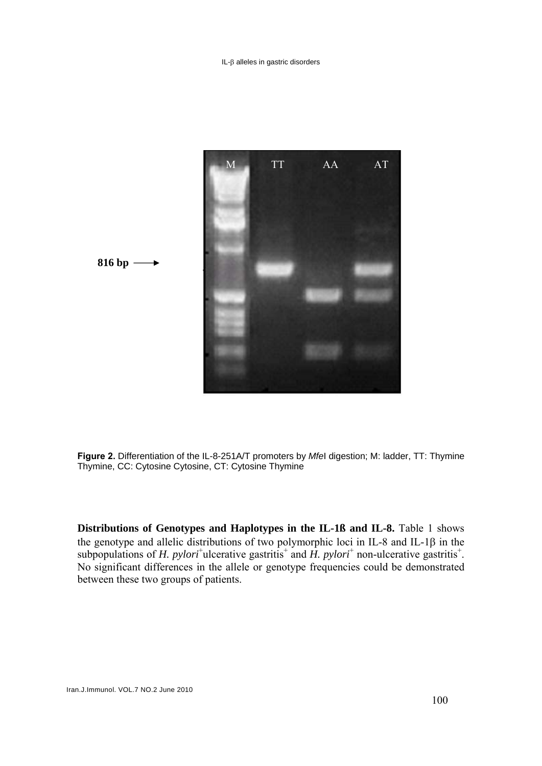**Figure 2.** Differentiation of the IL-8-251A/T promoters by *Mfe*I digestion; M: ladder, TT: Thymine Thymine, CC: Cytosine Cytosine, CT: Cytosine Thymine

**Distributions of Genotypes and Haplotypes in the IL-1ß and IL-8.** Table 1 shows the genotype and allelic distributions of two polymorphic loci in IL-8 and IL-1β in the subpopulations of *H. pylori*$^{+}$ulcerative gastritis$^{+}$ and *H. pylori*$^{+}$ non-ulcerative gastritis$^{+}$. No significant differences in the allele or genotype frequencies could be demonstrated between these two groups of patients.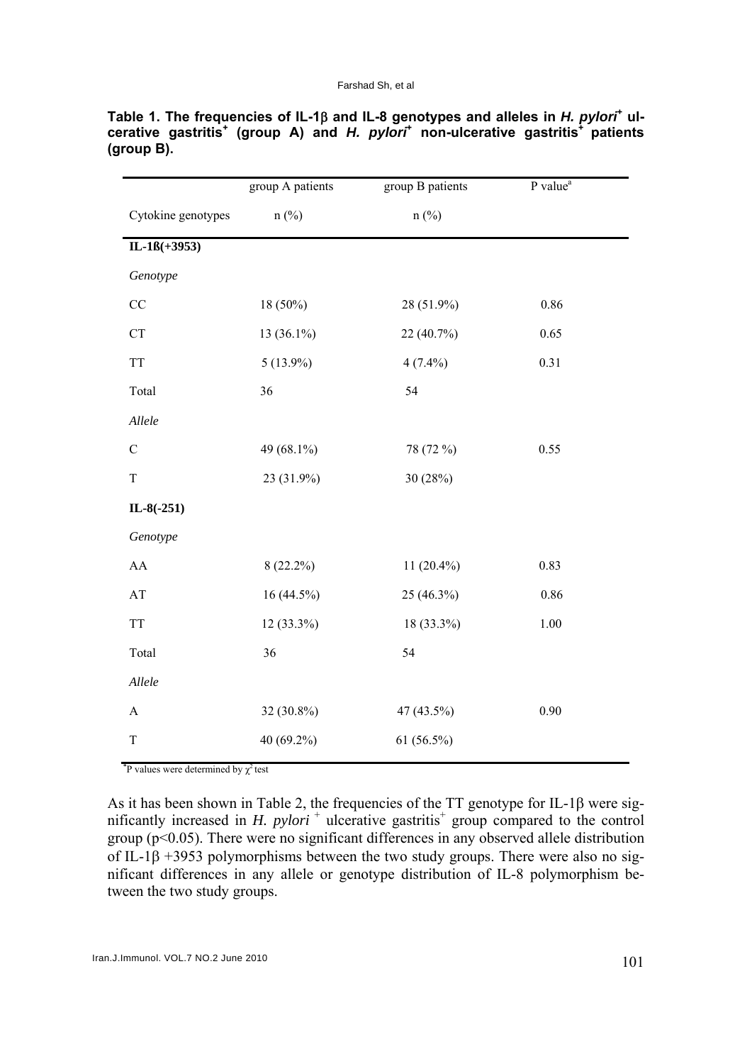**Table 1. The frequencies of IL-1β and IL-8 genotypes and alleles in *H. pylori*[+] ulcerative gastritis[+] (group A) and *H. pylori*[+] non-ulcerative gastritis[+] patients (group B).**

| Cytokine genotypes | group A patients n (%) | group B patients n (%) | P value[a] |
|---|---|---|---|
| **IL-1ß(+3953)** | | | |
| *Genotype* | | | |
| CC | 18 (50%) | 28 (51.9%) | 0.86 |
| CT | 13 (36.1%) | 22 (40.7%) | 0.65 |
| TT | 5 (13.9%) | 4 (7.4%) | 0.31 |
| Total | 36 | 54 | |
| *Allele* | | | |
| C | 49 (68.1%) | 78 (72 %) | 0.55 |
| T | 23 (31.9%) | 30 (28%) | |
| **IL-8(-251)** | | | |
| *Genotype* | | | |
| AA | 8 (22.2%) | 11 (20.4%) | 0.83 |
| AT | 16 (44.5%) | 25 (46.3%) | 0.86 |
| TT | 12 (33.3%) | 18 (33.3%) | 1.00 |
| Total | 36 | 54 | |
| *Allele* | | | |
| A | 32 (30.8%) | 47 (43.5%) | 0.90 |
| T | 40 (69.2%) | 61 (56.5%) | |

[a]P values were determined by $\chi^2$ test

As it has been shown in Table 2, the frequencies of the TT genotype for IL-1β were significantly increased in *H. pylori* [+] ulcerative gastritis[+] group compared to the control group ($p<0.05$). There were no significant differences in any observed allele distribution of IL-1β +3953 polymorphisms between the two study groups. There were also no significant differences in any allele or genotype distribution of IL-8 polymorphism between the two study groups.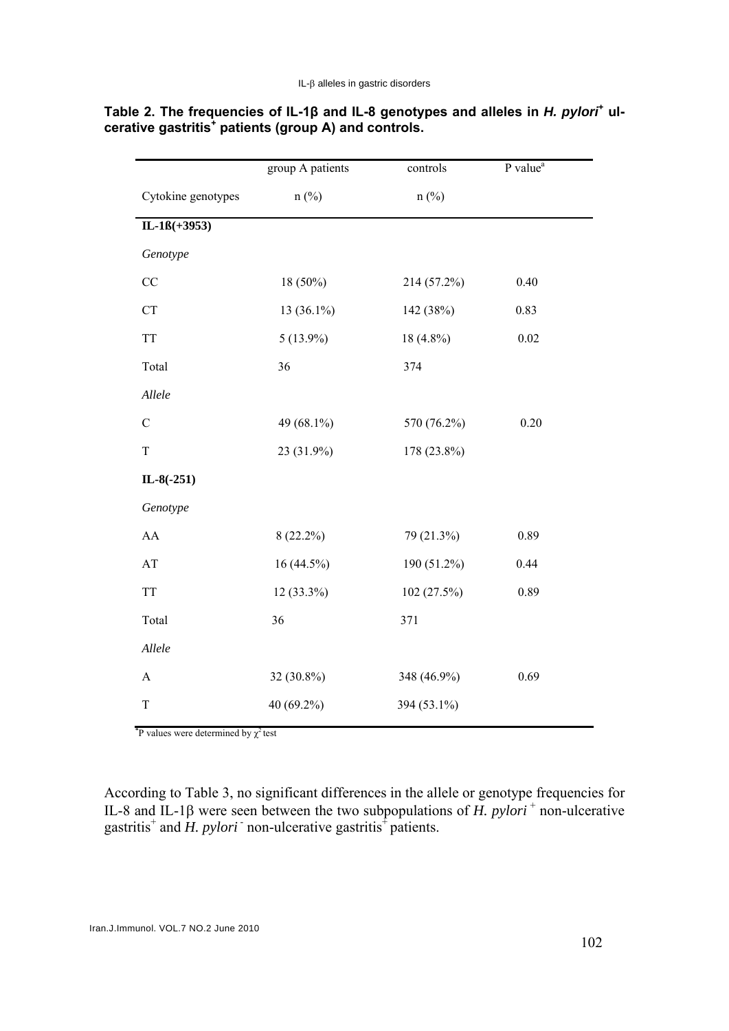**Table 2. The frequencies of IL-1β and IL-8 genotypes and alleles in *H. pylori*[+] ulcerative gastritis[+] patients (group A) and controls.**

| | group A patients | controls | P value[a] |
|---|---|---|---|
| Cytokine genotypes | n (%) | n (%) | |
| **IL-1ß(+3953)** | | | |
| *Genotype* | | | |
| CC | 18 (50%) | 214 (57.2%) | 0.40 |
| CT | 13 (36.1%) | 142 (38%) | 0.83 |
| TT | 5 (13.9%) | 18 (4.8%) | 0.02 |
| Total | 36 | 374 | |
| *Allele* | | | |
| C | 49 (68.1%) | 570 (76.2%) | 0.20 |
| T | 23 (31.9%) | 178 (23.8%) | |
| **IL-8(-251)** | | | |
| *Genotype* | | | |
| AA | 8 (22.2%) | 79 (21.3%) | 0.89 |
| AT | 16 (44.5%) | 190 (51.2%) | 0.44 |
| TT | 12 (33.3%) | 102 (27.5%) | 0.89 |
| Total | 36 | 371 | |
| *Allele* | | | |
| A | 32 (30.8%) | 348 (46.9%) | 0.69 |
| T | 40 (69.2%) | 394 (53.1%) | |

[a]P values were determined by $\chi^2$ test

According to Table 3, no significant differences in the allele or genotype frequencies for IL-8 and IL-1β were seen between the two subpopulations of *H. pylori*[+] non-ulcerative gastritis[+] and *H. pylori*[-] non-ulcerative gastritis[+] patients.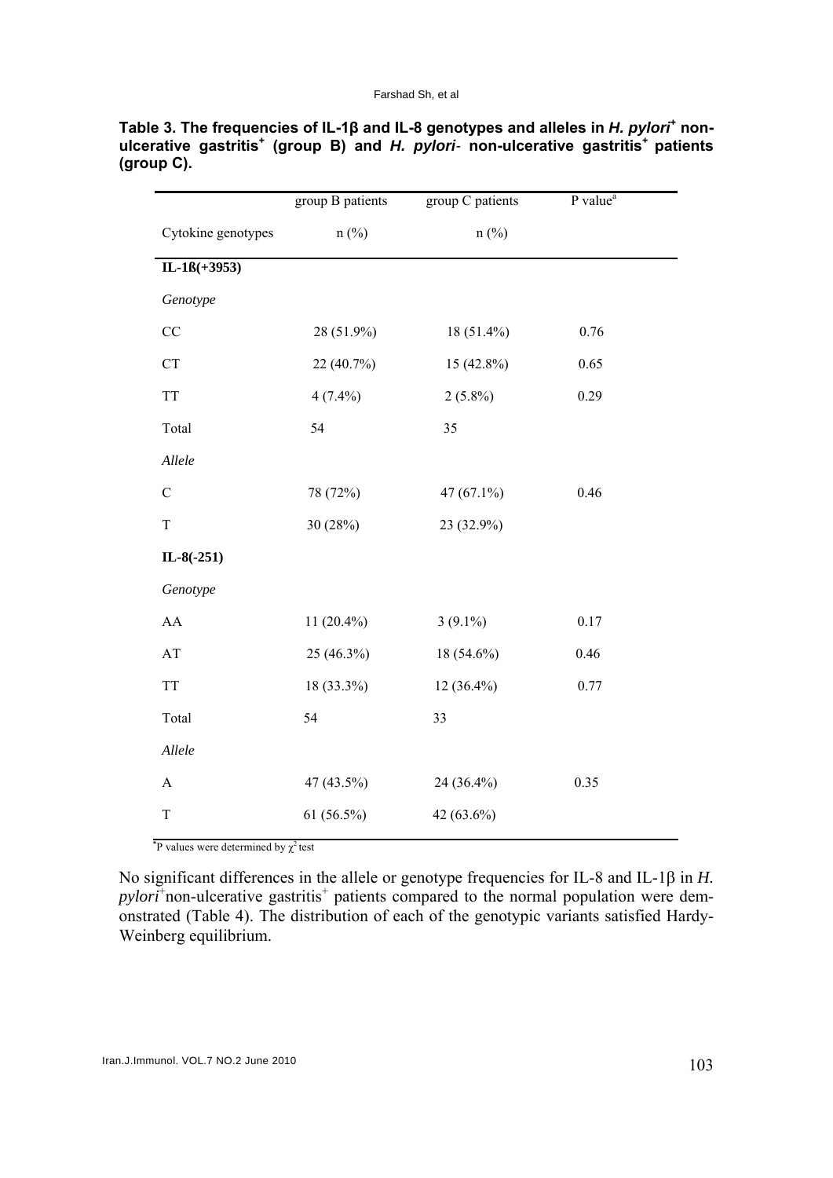**Table 3. The frequencies of IL-1β and IL-8 genotypes and alleles in *H. pylori*[+] non-ulcerative gastritis[+] (group B) and *H. pylori*- non-ulcerative gastritis[+] patients (group C).**

| Cytokine genotypes | group B patients n (%) | group C patients n (%) | P value[a] |
|---|---|---|---|
| **IL-1ß(+3953)** | | | |
| *Genotype* | | | |
| CC | 28 (51.9%) | 18 (51.4%) | 0.76 |
| CT | 22 (40.7%) | 15 (42.8%) | 0.65 |
| TT | 4 (7.4%) | 2 (5.8%) | 0.29 |
| Total | 54 | 35 | |
| *Allele* | | | |
| C | 78 (72%) | 47 (67.1%) | 0.46 |
| T | 30 (28%) | 23 (32.9%) | |
| **IL-8(-251)** | | | |
| *Genotype* | | | |
| AA | 11 (20.4%) | 3 (9.1%) | 0.17 |
| AT | 25 (46.3%) | 18 (54.6%) | 0.46 |
| TT | 18 (33.3%) | 12 (36.4%) | 0.77 |
| Total | 54 | 33 | |
| *Allele* | | | |
| A | 47 (43.5%) | 24 (36.4%) | 0.35 |
| T | 61 (56.5%) | 42 (63.6%) | |

[a]P values were determined by $\chi^2$ test

No significant differences in the allele or genotype frequencies for IL-8 and IL-1β in *H. pylori*[+]non-ulcerative gastritis[+] patients compared to the normal population were demonstrated (Table 4). The distribution of each of the genotypic variants satisfied Hardy-Weinberg equilibrium.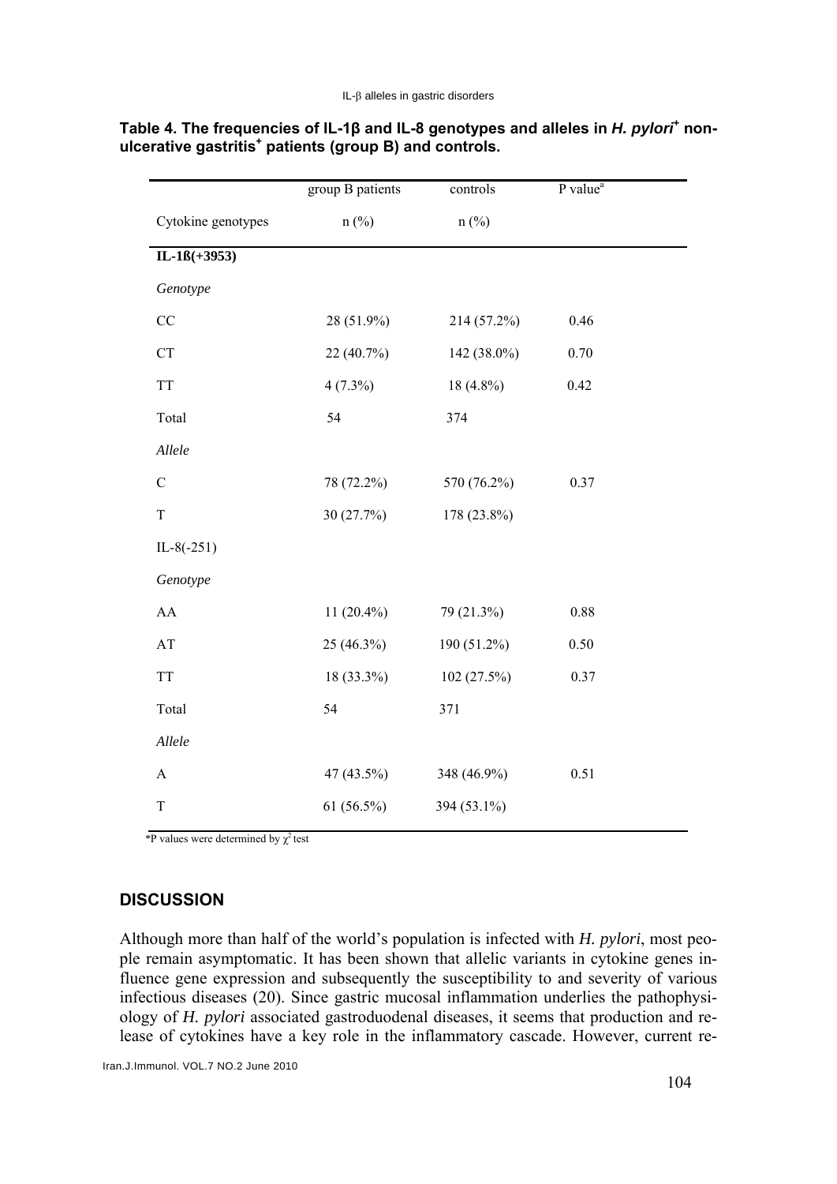**Table 4. The frequencies of IL-1β and IL-8 genotypes and alleles in *H. pylori*[+] non-ulcerative gastritis[+] patients (group B) and controls.**

| Cytokine genotypes | group B patients n (%) | controls n (%) | P value[a] |
|---|---|---|---|
| **IL-1ß(+3953)** | | | |
| *Genotype* | | | |
| CC | 28 (51.9%) | 214 (57.2%) | 0.46 |
| CT | 22 (40.7%) | 142 (38.0%) | 0.70 |
| TT | 4 (7.3%) | 18 (4.8%) | 0.42 |
| Total | 54 | 374 | |
| *Allele* | | | |
| C | 78 (72.2%) | 570 (76.2%) | 0.37 |
| T | 30 (27.7%) | 178 (23.8%) | |
| IL-8(-251) | | | |
| *Genotype* | | | |
| AA | 11 (20.4%) | 79 (21.3%) | 0.88 |
| AT | 25 (46.3%) | 190 (51.2%) | 0.50 |
| TT | 18 (33.3%) | 102 (27.5%) | 0.37 |
| Total | 54 | 371 | |
| *Allele* | | | |
| A | 47 (43.5%) | 348 (46.9%) | 0.51 |
| T | 61 (56.5%) | 394 (53.1%) | |

*P values were determined by $\chi^2$ test

## DISCUSSION

Although more than half of the world's population is infected with *H. pylori*, most people remain asymptomatic. It has been shown that allelic variants in cytokine genes influence gene expression and subsequently the susceptibility to and severity of various infectious diseases (20). Since gastric mucosal inflammation underlies the pathophysiology of *H. pylori* associated gastroduodenal diseases, it seems that production and release of cytokines have a key role in the inflammatory cascade. However, current re-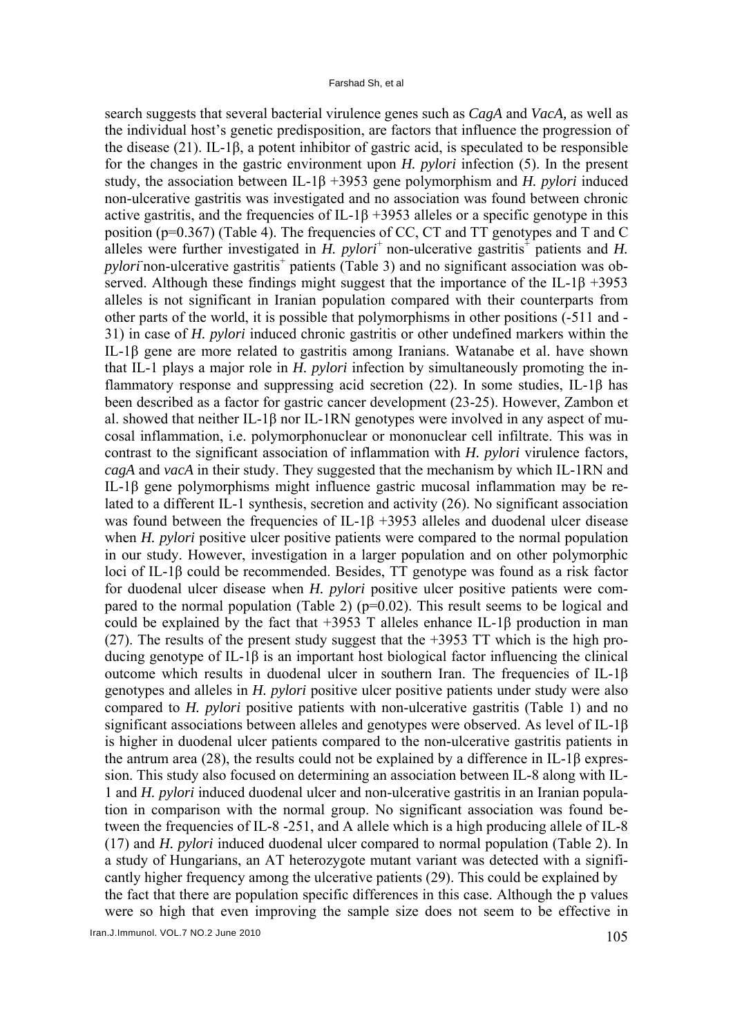search suggests that several bacterial virulence genes such as *CagA* and *VacA,* as well as the individual host's genetic predisposition, are factors that influence the progression of the disease (21). IL-1β, a potent inhibitor of gastric acid, is speculated to be responsible for the changes in the gastric environment upon *H. pylori* infection (5). In the present study, the association between IL-1β +3953 gene polymorphism and *H. pylori* induced non-ulcerative gastritis was investigated and no association was found between chronic active gastritis, and the frequencies of IL-1β +3953 alleles or a specific genotype in this position (p=0.367) (Table 4). The frequencies of CC, CT and TT genotypes and T and C alleles were further investigated in *H. pylori*$^+$ non-ulcerative gastritis$^+$ patients and *H. pylori*$^-$ non-ulcerative gastritis$^+$ patients (Table 3) and no significant association was observed. Although these findings might suggest that the importance of the IL-1β +3953 alleles is not significant in Iranian population compared with their counterparts from other parts of the world, it is possible that polymorphisms in other positions (-511 and -31) in case of *H. pylori* induced chronic gastritis or other undefined markers within the IL-1β gene are more related to gastritis among Iranians. Watanabe et al. have shown that IL-1 plays a major role in *H. pylori* infection by simultaneously promoting the inflammatory response and suppressing acid secretion (22). In some studies, IL-1β has been described as a factor for gastric cancer development (23-25). However, Zambon et al. showed that neither IL-1β nor IL-1RN genotypes were involved in any aspect of mucosal inflammation, i.e. polymorphonuclear or mononuclear cell infiltrate. This was in contrast to the significant association of inflammation with *H. pylori* virulence factors, *cagA* and *vacA* in their study. They suggested that the mechanism by which IL-1RN and IL-1β gene polymorphisms might influence gastric mucosal inflammation may be related to a different IL-1 synthesis, secretion and activity (26). No significant association was found between the frequencies of IL-1β +3953 alleles and duodenal ulcer disease when *H. pylori* positive ulcer positive patients were compared to the normal population in our study. However, investigation in a larger population and on other polymorphic loci of IL-1β could be recommended. Besides, TT genotype was found as a risk factor for duodenal ulcer disease when *H. pylori* positive ulcer positive patients were compared to the normal population (Table 2) (p=0.02). This result seems to be logical and could be explained by the fact that +3953 T alleles enhance IL-1β production in man (27). The results of the present study suggest that the +3953 TT which is the high producing genotype of IL-1β is an important host biological factor influencing the clinical outcome which results in duodenal ulcer in southern Iran. The frequencies of IL-1β genotypes and alleles in *H. pylori* positive ulcer positive patients under study were also compared to *H. pylori* positive patients with non-ulcerative gastritis (Table 1) and no significant associations between alleles and genotypes were observed. As level of IL-1β is higher in duodenal ulcer patients compared to the non-ulcerative gastritis patients in the antrum area (28), the results could not be explained by a difference in IL-1β expression. This study also focused on determining an association between IL-8 along with IL-1 and *H. pylori* induced duodenal ulcer and non-ulcerative gastritis in an Iranian population in comparison with the normal group. No significant association was found between the frequencies of IL-8 -251, and A allele which is a high producing allele of IL-8 (17) and *H. pylori* induced duodenal ulcer compared to normal population (Table 2). In a study of Hungarians, an AT heterozygote mutant variant was detected with a significantly higher frequency among the ulcerative patients (29). This could be explained by the fact that there are population specific differences in this case. Although the p values were so high that even improving the sample size does not seem to be effective in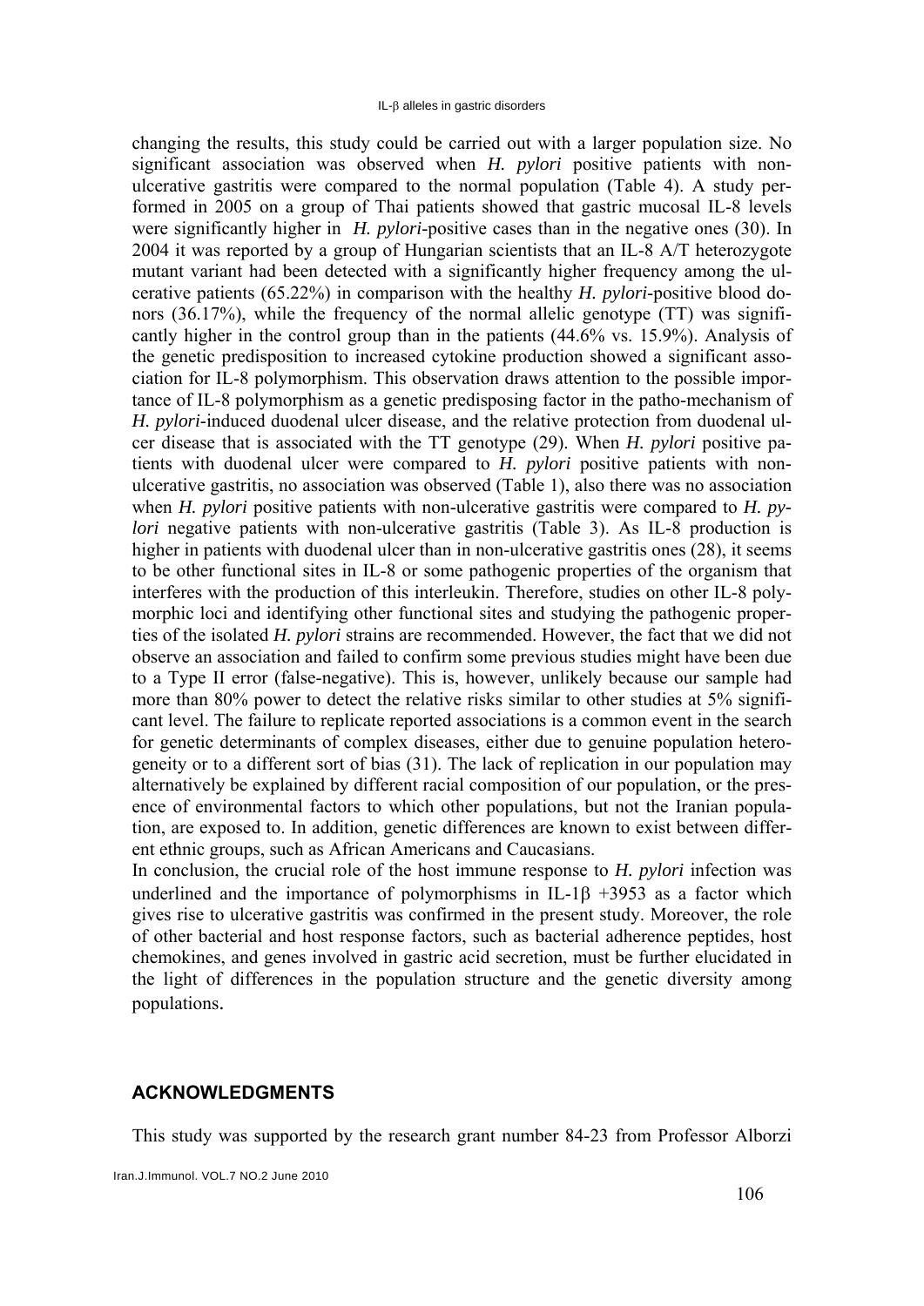changing the results, this study could be carried out with a larger population size. No significant association was observed when *H. pylori* positive patients with non-ulcerative gastritis were compared to the normal population (Table 4). A study performed in 2005 on a group of Thai patients showed that gastric mucosal IL-8 levels were significantly higher in *H. pylori*-positive cases than in the negative ones (30). In 2004 it was reported by a group of Hungarian scientists that an IL-8 A/T heterozygote mutant variant had been detected with a significantly higher frequency among the ulcerative patients (65.22%) in comparison with the healthy *H. pylori*-positive blood donors (36.17%), while the frequency of the normal allelic genotype (TT) was significantly higher in the control group than in the patients (44.6% vs. 15.9%). Analysis of the genetic predisposition to increased cytokine production showed a significant association for IL-8 polymorphism. This observation draws attention to the possible importance of IL-8 polymorphism as a genetic predisposing factor in the patho-mechanism of *H. pylori*-induced duodenal ulcer disease, and the relative protection from duodenal ulcer disease that is associated with the TT genotype (29). When *H. pylori* positive patients with duodenal ulcer were compared to *H. pylori* positive patients with non-ulcerative gastritis, no association was observed (Table 1), also there was no association when *H. pylori* positive patients with non-ulcerative gastritis were compared to *H. pylori* negative patients with non-ulcerative gastritis (Table 3). As IL-8 production is higher in patients with duodenal ulcer than in non-ulcerative gastritis ones (28), it seems to be other functional sites in IL-8 or some pathogenic properties of the organism that interferes with the production of this interleukin. Therefore, studies on other IL-8 polymorphic loci and identifying other functional sites and studying the pathogenic properties of the isolated *H. pylori* strains are recommended. However, the fact that we did not observe an association and failed to confirm some previous studies might have been due to a Type II error (false-negative). This is, however, unlikely because our sample had more than 80% power to detect the relative risks similar to other studies at 5% significant level. The failure to replicate reported associations is a common event in the search for genetic determinants of complex diseases, either due to genuine population heterogeneity or to a different sort of bias (31). The lack of replication in our population may alternatively be explained by different racial composition of our population, or the presence of environmental factors to which other populations, but not the Iranian population, are exposed to. In addition, genetic differences are known to exist between different ethnic groups, such as African Americans and Caucasians.

In conclusion, the crucial role of the host immune response to *H. pylori* infection was underlined and the importance of polymorphisms in IL-1β +3953 as a factor which gives rise to ulcerative gastritis was confirmed in the present study. Moreover, the role of other bacterial and host response factors, such as bacterial adherence peptides, host chemokines, and genes involved in gastric acid secretion, must be further elucidated in the light of differences in the population structure and the genetic diversity among populations.

## ACKNOWLEDGMENTS

This study was supported by the research grant number 84-23 from Professor Alborzi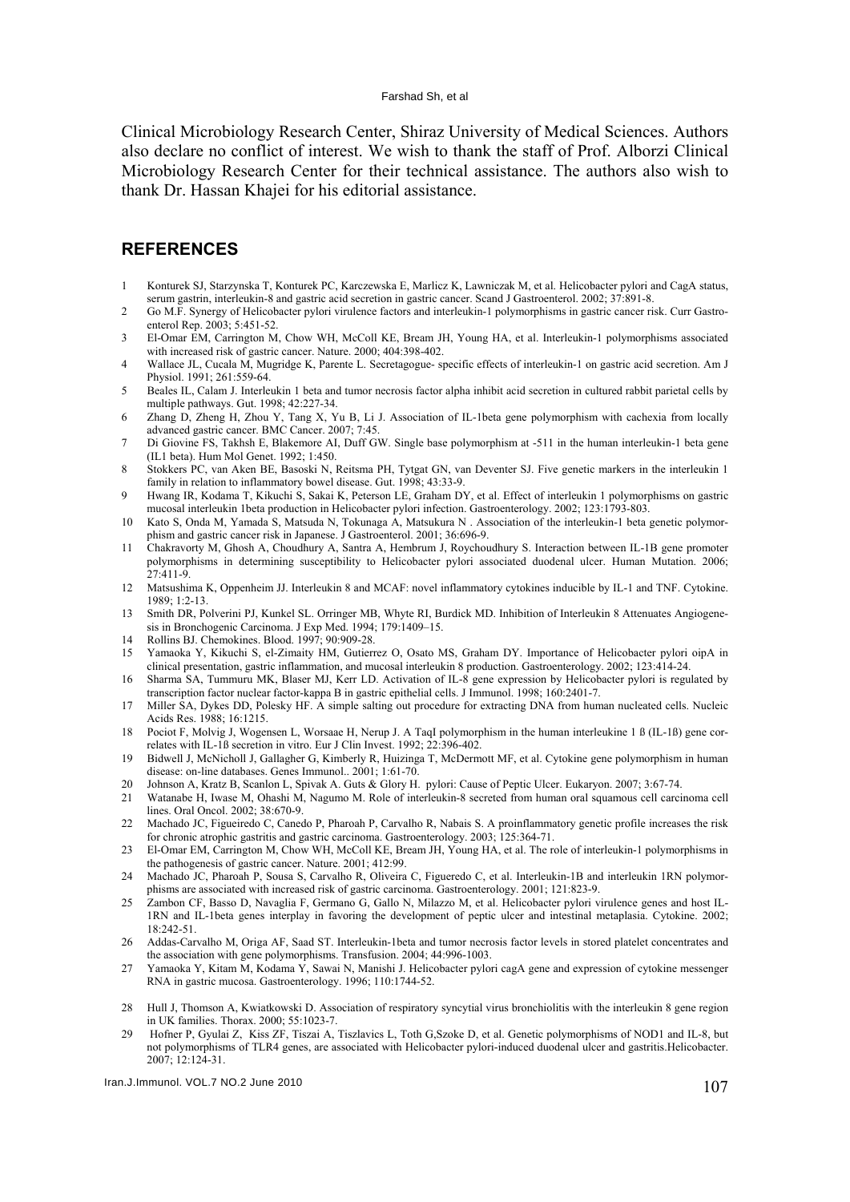Clinical Microbiology Research Center, Shiraz University of Medical Sciences. Authors also declare no conflict of interest. We wish to thank the staff of Prof. Alborzi Clinical Microbiology Research Center for their technical assistance. The authors also wish to thank Dr. Hassan Khajei for his editorial assistance.

## REFERENCES

1. Konturek SJ, Starzynska T, Konturek PC, Karczewska E, Marlicz K, Lawniczak M, et al. Helicobacter pylori and CagA status, serum gastrin, interleukin-8 and gastric acid secretion in gastric cancer. Scand J Gastroenterol. 2002; 37:891-8.
2. Go M.F. Synergy of Helicobacter pylori virulence factors and interleukin-1 polymorphisms in gastric cancer risk. Curr Gastroenterol Rep. 2003; 5:451-52.
3. El-Omar EM, Carrington M, Chow WH, McColl KE, Bream JH, Young HA, et al. Interleukin-1 polymorphisms associated with increased risk of gastric cancer. Nature. 2000; 404:398-402.
4. Wallace JL, Cucala M, Mugridge K, Parente L. Secretagogue- specific effects of interleukin-1 on gastric acid secretion. Am J Physiol. 1991; 261:559-64.
5. Beales IL, Calam J. Interleukin 1 beta and tumor necrosis factor alpha inhibit acid secretion in cultured rabbit parietal cells by multiple pathways. Gut. 1998; 42:227-34.
6. Zhang D, Zheng H, Zhou Y, Tang X, Yu B, Li J. Association of IL-1beta gene polymorphism with cachexia from locally advanced gastric cancer. BMC Cancer. 2007; 7:45.
7. Di Giovine FS, Takhsh E, Blakemore AI, Duff GW. Single base polymorphism at -511 in the human interleukin-1 beta gene (IL1 beta). Hum Mol Genet. 1992; 1:450.
8. Stokkers PC, van Aken BE, Basoski N, Reitsma PH, Tytgat GN, van Deventer SJ. Five genetic markers in the interleukin 1 family in relation to inflammatory bowel disease. Gut. 1998; 43:33-9.
9. Hwang IR, Kodama T, Kikuchi S, Sakai K, Peterson LE, Graham DY, et al. Effect of interleukin 1 polymorphisms on gastric mucosal interleukin 1beta production in Helicobacter pylori infection. Gastroenterology. 2002; 123:1793-803.
10. Kato S, Onda M, Yamada S, Matsuda N, Tokunaga A, Matsukura N . Association of the interleukin-1 beta genetic polymorphism and gastric cancer risk in Japanese. J Gastroenterol. 2001; 36:696-9.
11. Chakravorty M, Ghosh A, Choudhury A, Santra A, Hembrum J, Roychoudhury S. Interaction between IL-1B gene promoter polymorphisms in determining susceptibility to Helicobacter pylori associated duodenal ulcer. Human Mutation. 2006; 27:411-9.
12. Matsushima K, Oppenheim JJ. Interleukin 8 and MCAF: novel inflammatory cytokines inducible by IL-1 and TNF. Cytokine. 1989; 1:2-13.
13. Smith DR, Polverini PJ, Kunkel SL. Orringer MB, Whyte RI, Burdick MD. Inhibition of Interleukin 8 Attenuates Angiogenesis in Bronchogenic Carcinoma. J Exp Med. 1994; 179:1409–15.
14. Rollins BJ. Chemokines. Blood. 1997; 90:909-28.
15. Yamaoka Y, Kikuchi S, el-Zimaity HM, Gutierrez O, Osato MS, Graham DY. Importance of Helicobacter pylori oipA in clinical presentation, gastric inflammation, and mucosal interleukin 8 production. Gastroenterology. 2002; 123:414-24.
16. Sharma SA, Tummuru MK, Blaser MJ, Kerr LD. Activation of IL-8 gene expression by Helicobacter pylori is regulated by transcription factor nuclear factor-kappa B in gastric epithelial cells. J Immunol. 1998; 160:2401-7.
17. Miller SA, Dykes DD, Polesky HF. A simple salting out procedure for extracting DNA from human nucleated cells. Nucleic Acids Res. 1988; 16:1215.
18. Pociot F, Molvig J, Wogensen L, Worsaae H, Nerup J. A TaqI polymorphism in the human interleukine 1 ß (IL-1ß) gene correlates with IL-1ß secretion in vitro. Eur J Clin Invest. 1992; 22:396-402.
19. Bidwell J, McNicholl J, Gallagher G, Kimberly R, Huizinga T, McDermott MF, et al. Cytokine gene polymorphism in human disease: on-line databases. Genes Immunol.. 2001; 1:61-70.
20. Johnson A, Kratz B, Scanlon L, Spivak A. Guts & Glory H. pylori: Cause of Peptic Ulcer. Eukaryon. 2007; 3:67-74.
21. Watanabe H, Iwase M, Ohashi M, Nagumo M. Role of interleukin-8 secreted from human oral squamous cell carcinoma cell lines. Oral Oncol. 2002; 38:670-9.
22. Machado JC, Figueiredo C, Canedo P, Pharoah P, Carvalho R, Nabais S. A proinflammatory genetic profile increases the risk for chronic atrophic gastritis and gastric carcinoma. Gastroenterology. 2003; 125:364-71.
23. El-Omar EM, Carrington M, Chow WH, McColl KE, Bream JH, Young HA, et al. The role of interleukin-1 polymorphisms in the pathogenesis of gastric cancer. Nature. 2001; 412:99.
24. Machado JC, Pharoah P, Sousa S, Carvalho R, Oliveira C, Figueredo C, et al. Interleukin-1B and interleukin 1RN polymorphisms are associated with increased risk of gastric carcinoma. Gastroenterology. 2001; 121:823-9.
25. Zambon CF, Basso D, Navaglia F, Germano G, Gallo N, Milazzo M, et al. Helicobacter pylori virulence genes and host IL-1RN and IL-1beta genes interplay in favoring the development of peptic ulcer and intestinal metaplasia. Cytokine. 2002; 18:242-51.
26. Addas-Carvalho M, Origa AF, Saad ST. Interleukin-1beta and tumor necrosis factor levels in stored platelet concentrates and the association with gene polymorphisms. Transfusion. 2004; 44:996-1003.
27. Yamaoka Y, Kitam M, Kodama Y, Sawai N, Manishi J. Helicobacter pylori cagA gene and expression of cytokine messenger RNA in gastric mucosa. Gastroenterology. 1996; 110:1744-52.
28. Hull J, Thomson A, Kwiatkowski D. Association of respiratory syncytial virus bronchiolitis with the interleukin 8 gene region in UK families. Thorax. 2000; 55:1023-7.
29. Hofner P, Gyulai Z, Kiss ZF, Tiszai A, Tiszlavics L, Toth G,Szoke D, et al. Genetic polymorphisms of NOD1 and IL-8, but not polymorphisms of TLR4 genes, are associated with Helicobacter pylori-induced duodenal ulcer and gastritis.Helicobacter. 2007; 12:124-31.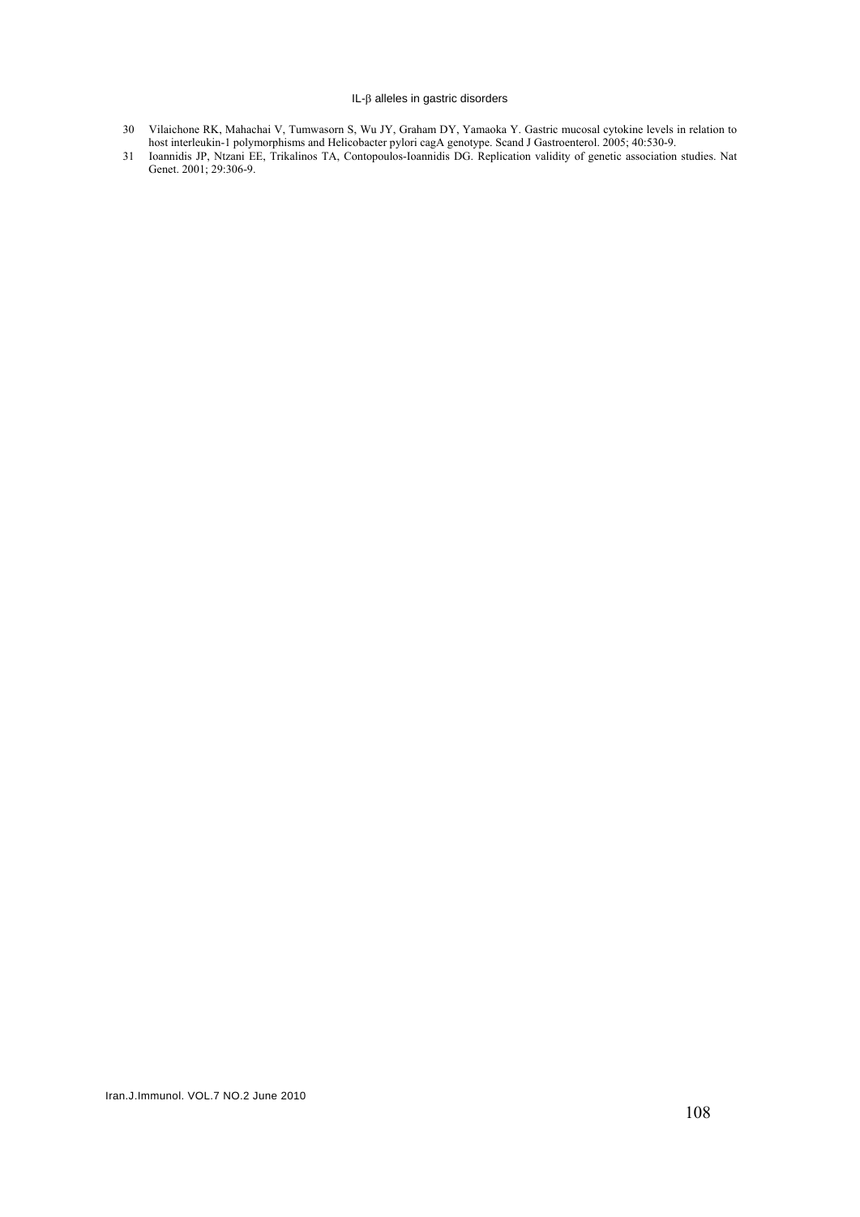30 Vilaichone RK, Mahachai V, Tumwasorn S, Wu JY, Graham DY, Yamaoka Y. Gastric mucosal cytokine levels in relation to host interleukin-1 polymorphisms and Helicobacter pylori cagA genotype. Scand J Gastroenterol. 2005; 40:530-9.

31 Ioannidis JP, Ntzani EE, Trikalinos TA, Contopoulos-Ioannidis DG. Replication validity of genetic association studies. Nat Genet. 2001; 29:306-9.